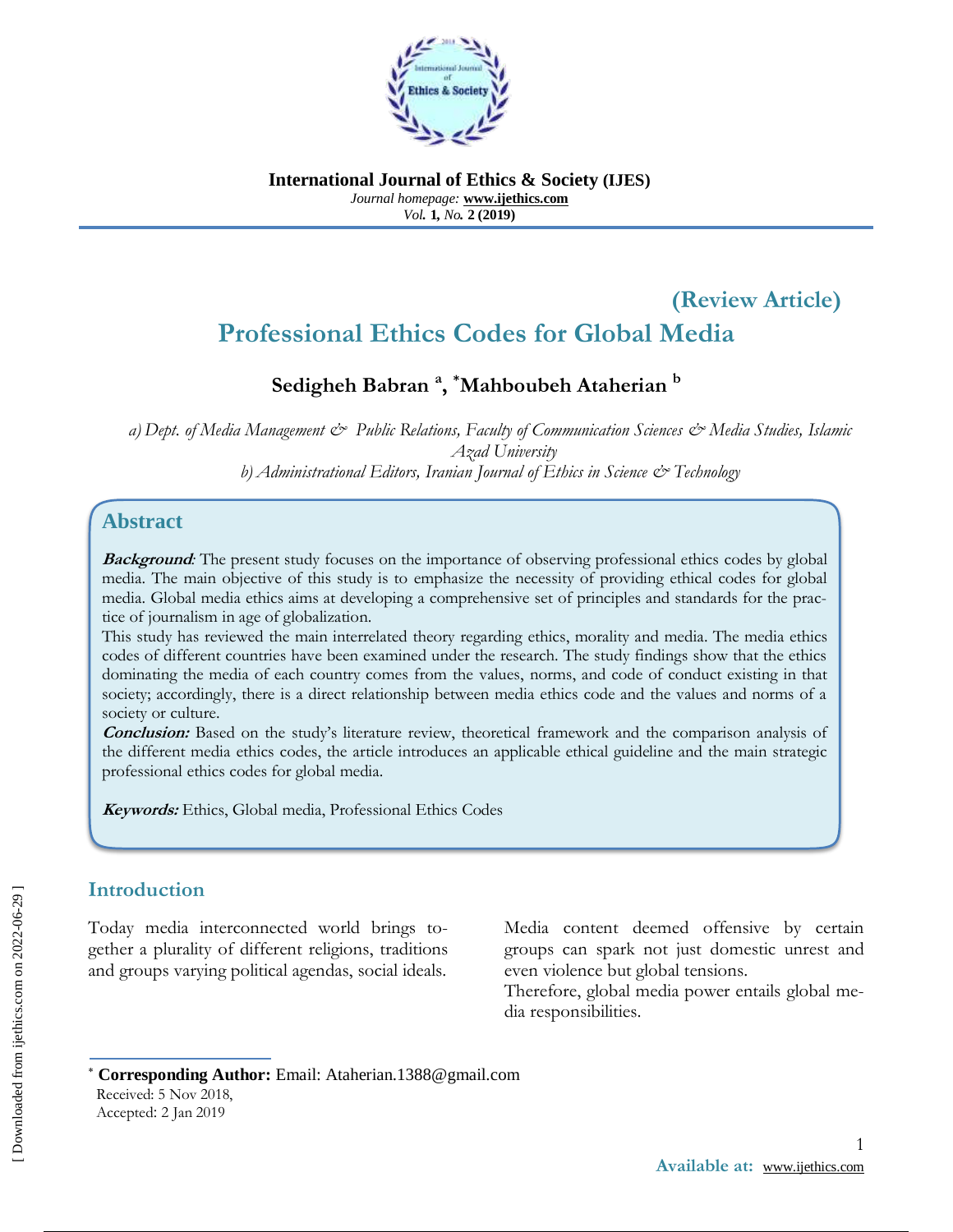**International Journal of Ethics & Society (IJES)**
*Journal homepage:* **www.ijethics.com**
*Vol.* **1,** *No.* **2 (2019)**

**(Review Article)**

# Professional Ethics Codes for Global Media

**Sedigheh Babran [a], *Mahboubeh Ataherian [b]**

*a) Dept. of Media Management & Public Relations, Faculty of Communication Sciences & Media Studies, Islamic Azad University*
*b) Administrational Editors, Iranian Journal of Ethics in Science & Technology*

## Abstract

***Background**:* The present study focuses on the importance of observing professional ethics codes by global media. The main objective of this study is to emphasize the necessity of providing ethical codes for global media. Global media ethics aims at developing a comprehensive set of principles and standards for the practice of journalism in age of globalization.

This study has reviewed the main interrelated theory regarding ethics, morality and media. The media ethics codes of different countries have been examined under the research. The study findings show that the ethics dominating the media of each country comes from the values, norms, and code of conduct existing in that society; accordingly, there is a direct relationship between media ethics code and the values and norms of a society or culture.

***Conclusion:*** Based on the study's literature review, theoretical framework and the comparison analysis of the different media ethics codes, the article introduces an applicable ethical guideline and the main strategic professional ethics codes for global media.

***Keywords:*** Ethics, Global media, Professional Ethics Codes

## Introduction

Today media interconnected world brings together a plurality of different religions, traditions and groups varying political agendas, social ideals.

Media content deemed offensive by certain groups can spark not just domestic unrest and even violence but global tensions.

Therefore, global media power entails global media responsibilities.

---

\* **Corresponding Author:** Email: Ataherian.1388@gmail.com
Received: 5 Nov 2018,
Accepted: 2 Jan 2019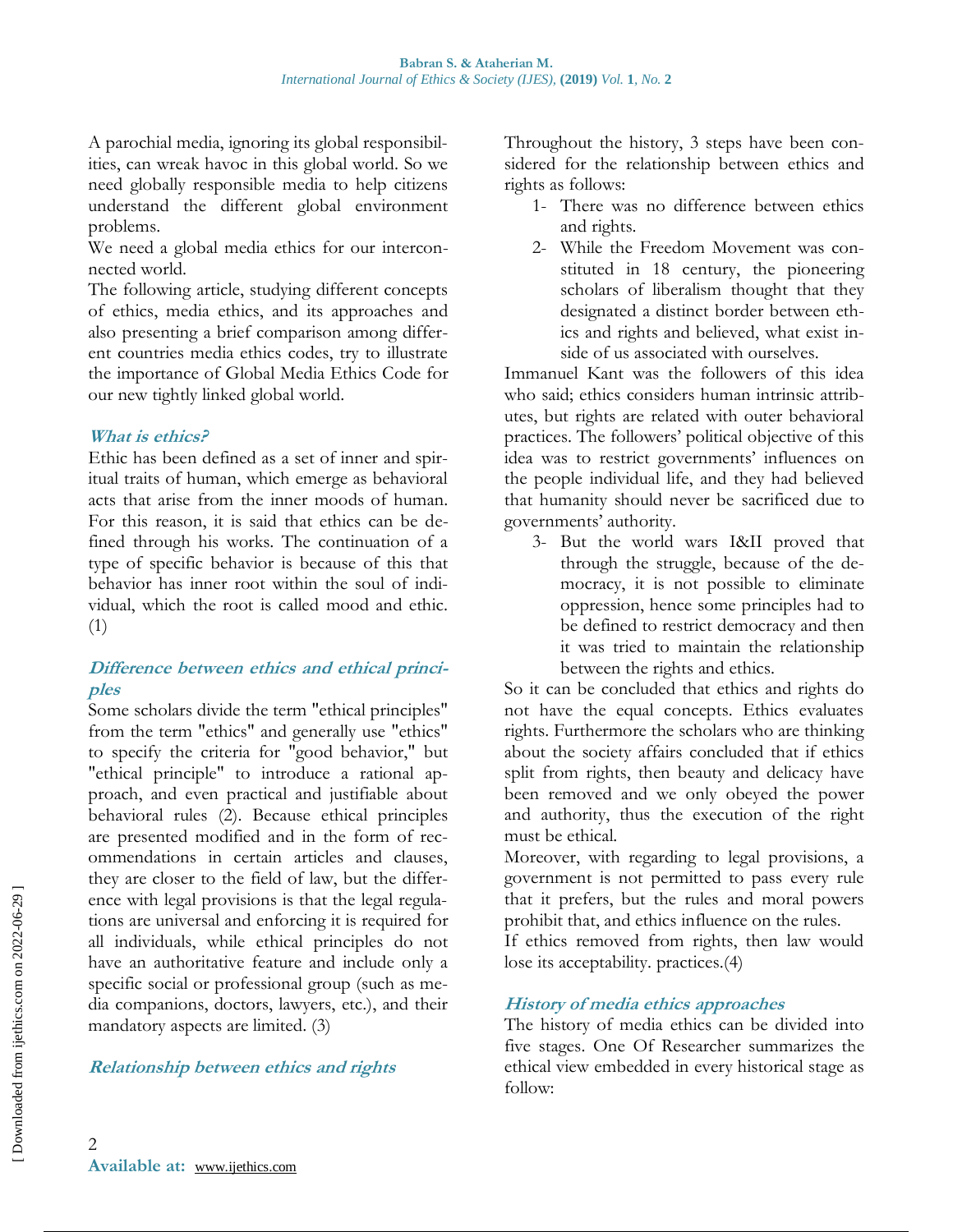A parochial media, ignoring its global responsibilities, can wreak havoc in this global world. So we need globally responsible media to help citizens understand the different global environment problems.

We need a global media ethics for our interconnected world.

The following article, studying different concepts of ethics, media ethics, and its approaches and also presenting a brief comparison among different countries media ethics codes, try to illustrate the importance of Global Media Ethics Code for our new tightly linked global world.

### *What is ethics?*

Ethic has been defined as a set of inner and spiritual traits of human, which emerge as behavioral acts that arise from the inner moods of human. For this reason, it is said that ethics can be defined through his works. The continuation of a type of specific behavior is because of this that behavior has inner root within the soul of individual, which the root is called mood and ethic. (1)

### *Difference between ethics and ethical principles*

Some scholars divide the term "ethical principles" from the term "ethics" and generally use "ethics" to specify the criteria for "good behavior," but "ethical principle" to introduce a rational approach, and even practical and justifiable about behavioral rules (2). Because ethical principles are presented modified and in the form of recommendations in certain articles and clauses, they are closer to the field of law, but the difference with legal provisions is that the legal regulations are universal and enforcing it is required for all individuals, while ethical principles do not have an authoritative feature and include only a specific social or professional group (such as media companions, doctors, lawyers, etc.), and their mandatory aspects are limited. (3)

### *Relationship between ethics and rights*

Throughout the history, 3 steps have been considered for the relationship between ethics and rights as follows:

1- There was no difference between ethics and rights.

2- While the Freedom Movement was constituted in 18 century, the pioneering scholars of liberalism thought that they designated a distinct border between ethics and rights and believed, what exist inside of us associated with ourselves.

Immanuel Kant was the followers of this idea who said; ethics considers human intrinsic attributes, but rights are related with outer behavioral practices. The followers' political objective of this idea was to restrict governments' influences on the people individual life, and they had believed that humanity should never be sacrificed due to governments' authority.

3- But the world wars I&II proved that through the struggle, because of the democracy, it is not possible to eliminate oppression, hence some principles had to be defined to restrict democracy and then it was tried to maintain the relationship between the rights and ethics.

So it can be concluded that ethics and rights do not have the equal concepts. Ethics evaluates rights. Furthermore the scholars who are thinking about the society affairs concluded that if ethics split from rights, then beauty and delicacy have been removed and we only obeyed the power and authority, thus the execution of the right must be ethical.

Moreover, with regarding to legal provisions, a government is not permitted to pass every rule that it prefers, but the rules and moral powers prohibit that, and ethics influence on the rules.

If ethics removed from rights, then law would lose its acceptability. practices.(4)

### *History of media ethics approaches*

The history of media ethics can be divided into five stages. One Of Researcher summarizes the ethical view embedded in every historical stage as follow: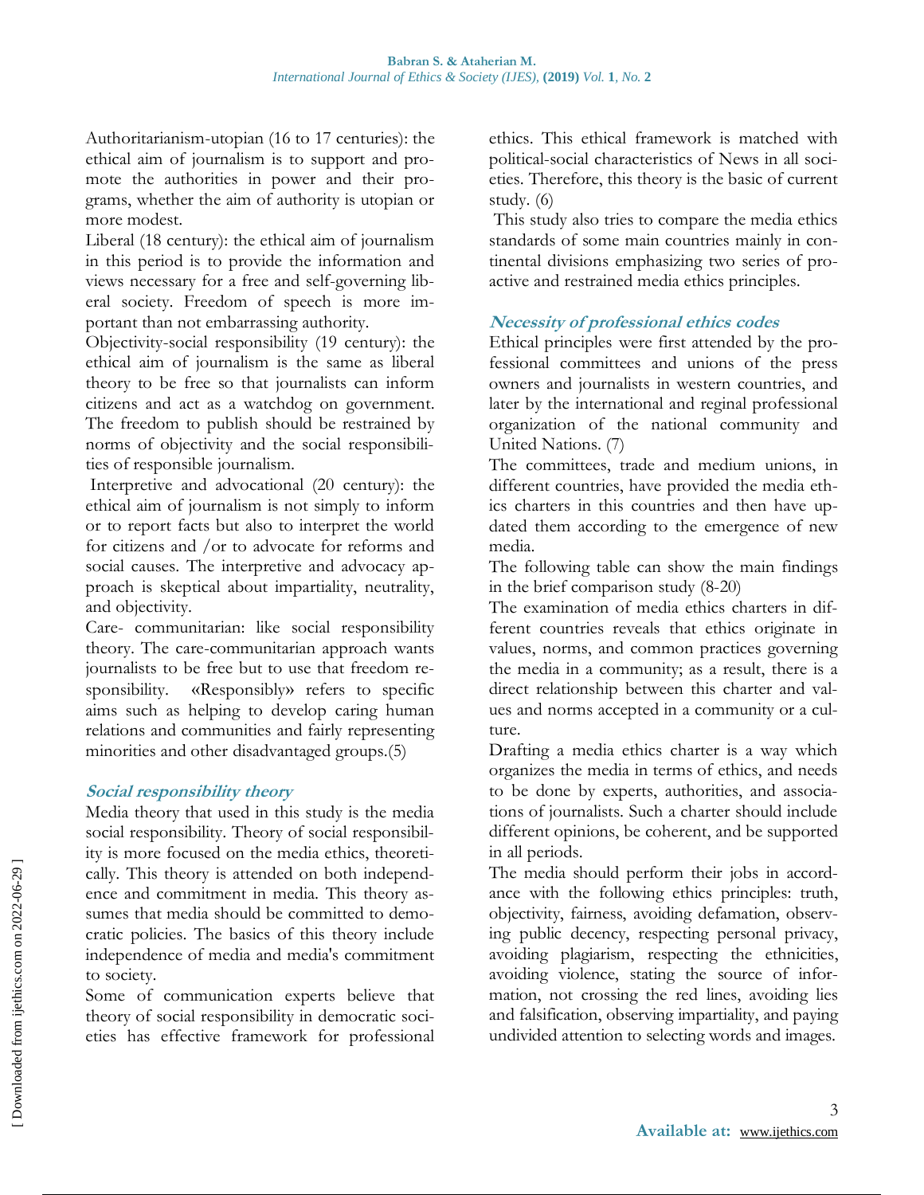Authoritarianism-utopian (16 to 17 centuries): the ethical aim of journalism is to support and promote the authorities in power and their programs, whether the aim of authority is utopian or more modest.

Liberal (18 century): the ethical aim of journalism in this period is to provide the information and views necessary for a free and self-governing liberal society. Freedom of speech is more important than not embarrassing authority.

Objectivity-social responsibility (19 century): the ethical aim of journalism is the same as liberal theory to be free so that journalists can inform citizens and act as a watchdog on government. The freedom to publish should be restrained by norms of objectivity and the social responsibilities of responsible journalism.

Interpretive and advocational (20 century): the ethical aim of journalism is not simply to inform or to report facts but also to interpret the world for citizens and /or to advocate for reforms and social causes. The interpretive and advocacy approach is skeptical about impartiality, neutrality, and objectivity.

Care- communitarian: like social responsibility theory. The care-communitarian approach wants journalists to be free but to use that freedom responsibility. «Responsibly» refers to specific aims such as helping to develop caring human relations and communities and fairly representing minorities and other disadvantaged groups.(5)

### *Social responsibility theory*

Media theory that used in this study is the media social responsibility. Theory of social responsibility is more focused on the media ethics, theoretically. This theory is attended on both independence and commitment in media. This theory assumes that media should be committed to democratic policies. The basics of this theory include independence of media and media's commitment to society.

Some of communication experts believe that theory of social responsibility in democratic societies has effective framework for professional ethics. This ethical framework is matched with political-social characteristics of News in all societies. Therefore, this theory is the basic of current study. (6)

This study also tries to compare the media ethics standards of some main countries mainly in continental divisions emphasizing two series of proactive and restrained media ethics principles.

### *Necessity of professional ethics codes*

Ethical principles were first attended by the professional committees and unions of the press owners and journalists in western countries, and later by the international and reginal professional organization of the national community and United Nations. (7)

The committees, trade and medium unions, in different countries, have provided the media ethics charters in this countries and then have updated them according to the emergence of new media.

The following table can show the main findings in the brief comparison study (8-20)

The examination of media ethics charters in different countries reveals that ethics originate in values, norms, and common practices governing the media in a community; as a result, there is a direct relationship between this charter and values and norms accepted in a community or a culture.

Drafting a media ethics charter is a way which organizes the media in terms of ethics, and needs to be done by experts, authorities, and associations of journalists. Such a charter should include different opinions, be coherent, and be supported in all periods.

The media should perform their jobs in accordance with the following ethics principles: truth, objectivity, fairness, avoiding defamation, observing public decency, respecting personal privacy, avoiding plagiarism, respecting the ethnicities, avoiding violence, stating the source of information, not crossing the red lines, avoiding lies and falsification, observing impartiality, and paying undivided attention to selecting words and images.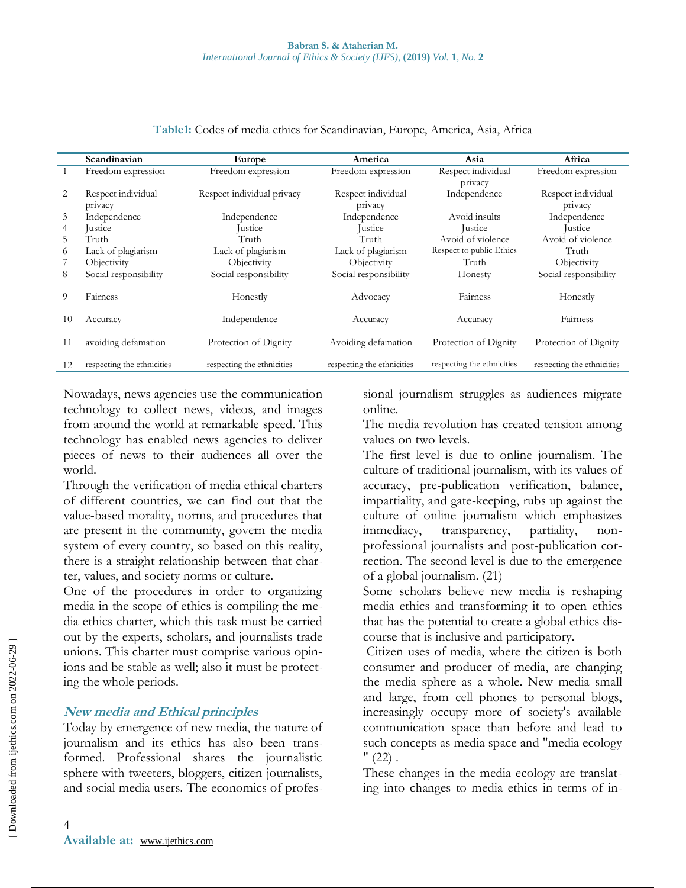**Table1:** Codes of media ethics for Scandinavian, Europe, America, Asia, Africa

| | Scandinavian | Europe | America | Asia | Africa |
|---|---|---|---|---|---|
| 1 | Freedom expression | Freedom expression | Freedom expression | Respect individual privacy | Freedom expression |
| 2 | Respect individual privacy | Respect individual privacy | Respect individual privacy | Independence | Respect individual privacy |
| 3 | Independence | Independence | Independence | Avoid insults | Independence |
| 4 | Justice | Justice | Justice | Justice | Justice |
| 5 | Truth | Truth | Truth | Avoid of violence | Avoid of violence |
| 6 | Lack of plagiarism | Lack of plagiarism | Lack of plagiarism | Respect to public Ethics | Truth |
| 7 | Objectivity | Objectivity | Objectivity | Truth | Objectivity |
| 8 | Social responsibility | Social responsibility | Social responsibility | Honesty | Social responsibility |
| 9 | Fairness | Honestly | Advocacy | Fairness | Honestly |
| 10 | Accuracy | Independence | Accuracy | Accuracy | Fairness |
| 11 | avoiding defamation | Protection of Dignity | Avoiding defamation | Protection of Dignity | Protection of Dignity |
| 12 | respecting the ethnicities | respecting the ethnicities | respecting the ethnicities | respecting the ethnicities | respecting the ethnicities |

Nowadays, news agencies use the communication technology to collect news, videos, and images from around the world at remarkable speed. This technology has enabled news agencies to deliver pieces of news to their audiences all over the world.

Through the verification of media ethical charters of different countries, we can find out that the value-based morality, norms, and procedures that are present in the community, govern the media system of every country, so based on this reality, there is a straight relationship between that charter, values, and society norms or culture.

One of the procedures in order to organizing media in the scope of ethics is compiling the media ethics charter, which this task must be carried out by the experts, scholars, and journalists trade unions. This charter must comprise various opinions and be stable as well; also it must be protecting the whole periods.

## *New media and Ethical principles*

Today by emergence of new media, the nature of journalism and its ethics has also been transformed. Professional shares the journalistic sphere with tweeters, bloggers, citizen journalists, and social media users. The economics of professional journalism struggles as audiences migrate online.

The media revolution has created tension among values on two levels.

The first level is due to online journalism. The culture of traditional journalism, with its values of accuracy, pre-publication verification, balance, impartiality, and gate-keeping, rubs up against the culture of online journalism which emphasizes immediacy, transparency, partiality, non-professional journalists and post-publication correction. The second level is due to the emergence of a global journalism. (21)

Some scholars believe new media is reshaping media ethics and transforming it to open ethics that has the potential to create a global ethics discourse that is inclusive and participatory.

Citizen uses of media, where the citizen is both consumer and producer of media, are changing the media sphere as a whole. New media small and large, from cell phones to personal blogs, increasingly occupy more of society's available communication space than before and lead to such concepts as media space and "media ecology " (22) .

These changes in the media ecology are translating into changes to media ethics in terms of in-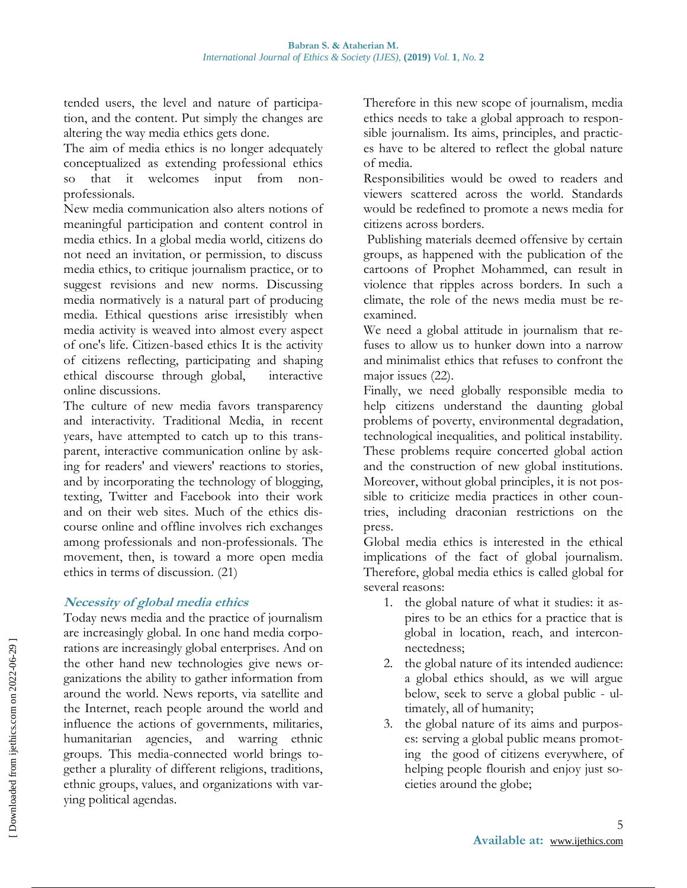tended users, the level and nature of participation, and the content. Put simply the changes are altering the way media ethics gets done.

The aim of media ethics is no longer adequately conceptualized as extending professional ethics so that it welcomes input from non-professionals.

New media communication also alters notions of meaningful participation and content control in media ethics. In a global media world, citizens do not need an invitation, or permission, to discuss media ethics, to critique journalism practice, or to suggest revisions and new norms. Discussing media normatively is a natural part of producing media. Ethical questions arise irresistibly when media activity is weaved into almost every aspect of one's life. Citizen-based ethics It is the activity of citizens reflecting, participating and shaping ethical discourse through global, interactive online discussions.

The culture of new media favors transparency and interactivity. Traditional Media, in recent years, have attempted to catch up to this transparent, interactive communication online by asking for readers' and viewers' reactions to stories, and by incorporating the technology of blogging, texting, Twitter and Facebook into their work and on their web sites. Much of the ethics discourse online and offline involves rich exchanges among professionals and non-professionals. The movement, then, is toward a more open media ethics in terms of discussion. (21)

### Necessity of global media ethics

Today news media and the practice of journalism are increasingly global. In one hand media corporations are increasingly global enterprises. And on the other hand new technologies give news organizations the ability to gather information from around the world. News reports, via satellite and the Internet, reach people around the world and influence the actions of governments, militaries, humanitarian agencies, and warring ethnic groups. This media-connected world brings together a plurality of different religions, traditions, ethnic groups, values, and organizations with varying political agendas.

Therefore in this new scope of journalism, media ethics needs to take a global approach to responsible journalism. Its aims, principles, and practices have to be altered to reflect the global nature of media.

Responsibilities would be owed to readers and viewers scattered across the world. Standards would be redefined to promote a news media for citizens across borders.

Publishing materials deemed offensive by certain groups, as happened with the publication of the cartoons of Prophet Mohammed, can result in violence that ripples across borders. In such a climate, the role of the news media must be re-examined.

We need a global attitude in journalism that refuses to allow us to hunker down into a narrow and minimalist ethics that refuses to confront the major issues (22).

Finally, we need globally responsible media to help citizens understand the daunting global problems of poverty, environmental degradation, technological inequalities, and political instability. These problems require concerted global action and the construction of new global institutions. Moreover, without global principles, it is not possible to criticize media practices in other countries, including draconian restrictions on the press.

Global media ethics is interested in the ethical implications of the fact of global journalism. Therefore, global media ethics is called global for several reasons:

1. the global nature of what it studies: it aspires to be an ethics for a practice that is global in location, reach, and interconnectedness;
2. the global nature of its intended audience: a global ethics should, as we will argue below, seek to serve a global public - ultimately, all of humanity;
3. the global nature of its aims and purposes: serving a global public means promoting the good of citizens everywhere, of helping people flourish and enjoy just societies around the globe;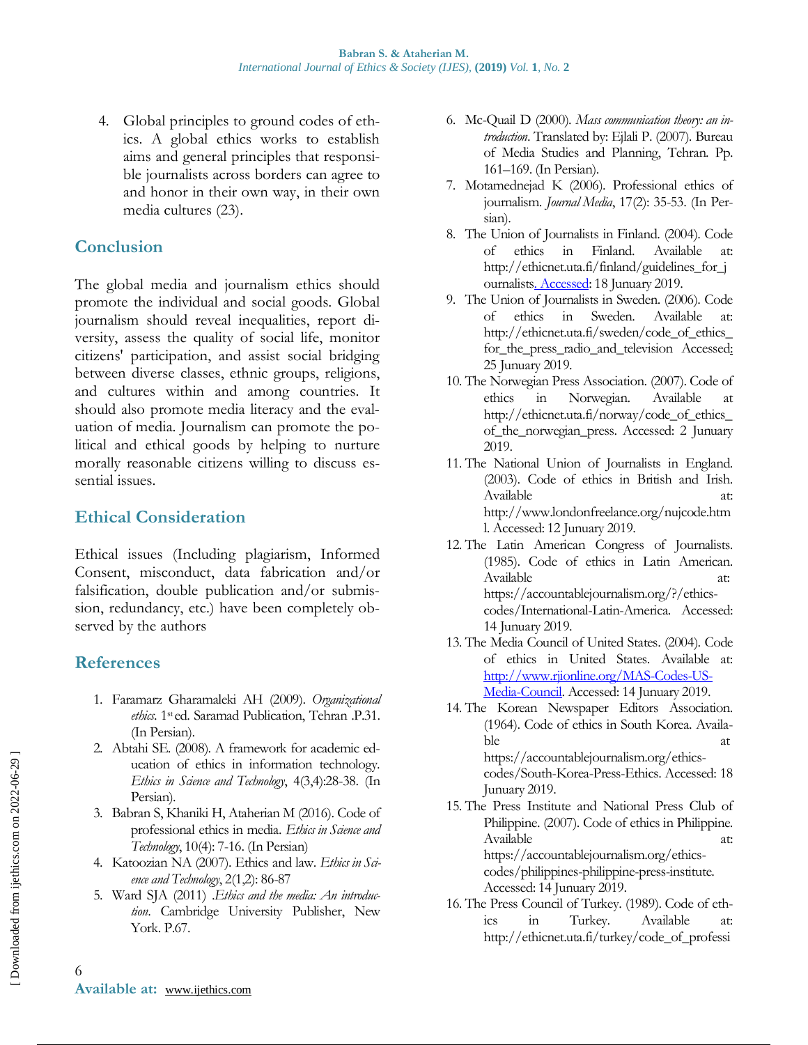4. Global principles to ground codes of ethics. A global ethics works to establish aims and general principles that responsible journalists across borders can agree to and honor in their own way, in their own media cultures (23).

## Conclusion

The global media and journalism ethics should promote the individual and social goods. Global journalism should reveal inequalities, report diversity, assess the quality of social life, monitor citizens' participation, and assist social bridging between diverse classes, ethnic groups, religions, and cultures within and among countries. It should also promote media literacy and the evaluation of media. Journalism can promote the political and ethical goods by helping to nurture morally reasonable citizens willing to discuss essential issues.

## Ethical Consideration

Ethical issues (Including plagiarism, Informed Consent, misconduct, data fabrication and/or falsification, double publication and/or submission, redundancy, etc.) have been completely observed by the authors

## References

1. Faramarz Gharamaleki AH (2009). *Organizational ethics*. 1st ed. Saramad Publication, Tehran .P.31. (In Persian).
2. Abtahi SE. (2008). A framework for academic education of ethics in information technology. *Ethics in Science and Technology*, 4(3,4):28-38. (In Persian).
3. Babran S, Khaniki H, Ataherian M (2016). Code of professional ethics in media. *Ethics in Science and Technology*, 10(4): 7-16. (In Persian)
4. Katoozian NA (2007). Ethics and law. *Ethics in Science and Technology*, 2(1,2): 86-87
5. Ward SJA (2011) .*Ethics and the media: An introduction*. Cambridge University Publisher, New York. P.67.
6. Mc-Quail D (2000). *Mass communication theory: an introduction*. Translated by: Ejlali P. (2007). Bureau of Media Studies and Planning, Tehran. Pp. 161–169. (In Persian).
7. Motamednejad K (2006). Professional ethics of journalism. *Journal Media*, 17(2): 35-53. (In Persian).
8. The Union of Journalists in Finland. (2004). Code of ethics in Finland. Available at: http://ethicnet.uta.fi/finland/guidelines_for_journalists. Accessed: 18 January 2019.
9. The Union of Journalists in Sweden. (2006). Code of ethics in Sweden. Available at: http://ethicnet.uta.fi/sweden/code_of_ethics_for_the_press_radio_and_television Accessed: 25 January 2019.
10. The Norwegian Press Association. (2007). Code of ethics in Norwegian. Available at http://ethicnet.uta.fi/norway/code_of_ethics_of_the_norwegian_press. Accessed: 2 January 2019.
11. The National Union of Journalists in England. (2003). Code of ethics in British and Irish. Available at: http://www.londonfreelance.org/nujcode.html. Accessed: 12 January 2019.
12. The Latin American Congress of Journalists. (1985). Code of ethics in Latin American. Available at: https://accountablejournalism.org/?/ethics-codes/International-Latin-America. Accessed: 14 January 2019.
13. The Media Council of United States. (2004). Code of ethics in United States. Available at: http://www.rjionline.org/MAS-Codes-US-Media-Council. Accessed: 14 January 2019.
14. The Korean Newspaper Editors Association. (1964). Code of ethics in South Korea. Available at https://accountablejournalism.org/ethics-codes/South-Korea-Press-Ethics. Accessed: 18 January 2019.
15. The Press Institute and National Press Club of Philippine. (2007). Code of ethics in Philippine. Available at: https://accountablejournalism.org/ethics-codes/philippines-philippine-press-institute. Accessed: 14 January 2019.
16. The Press Council of Turkey. (1989). Code of ethics in Turkey. Available at: http://ethicnet.uta.fi/turkey/code_of_professi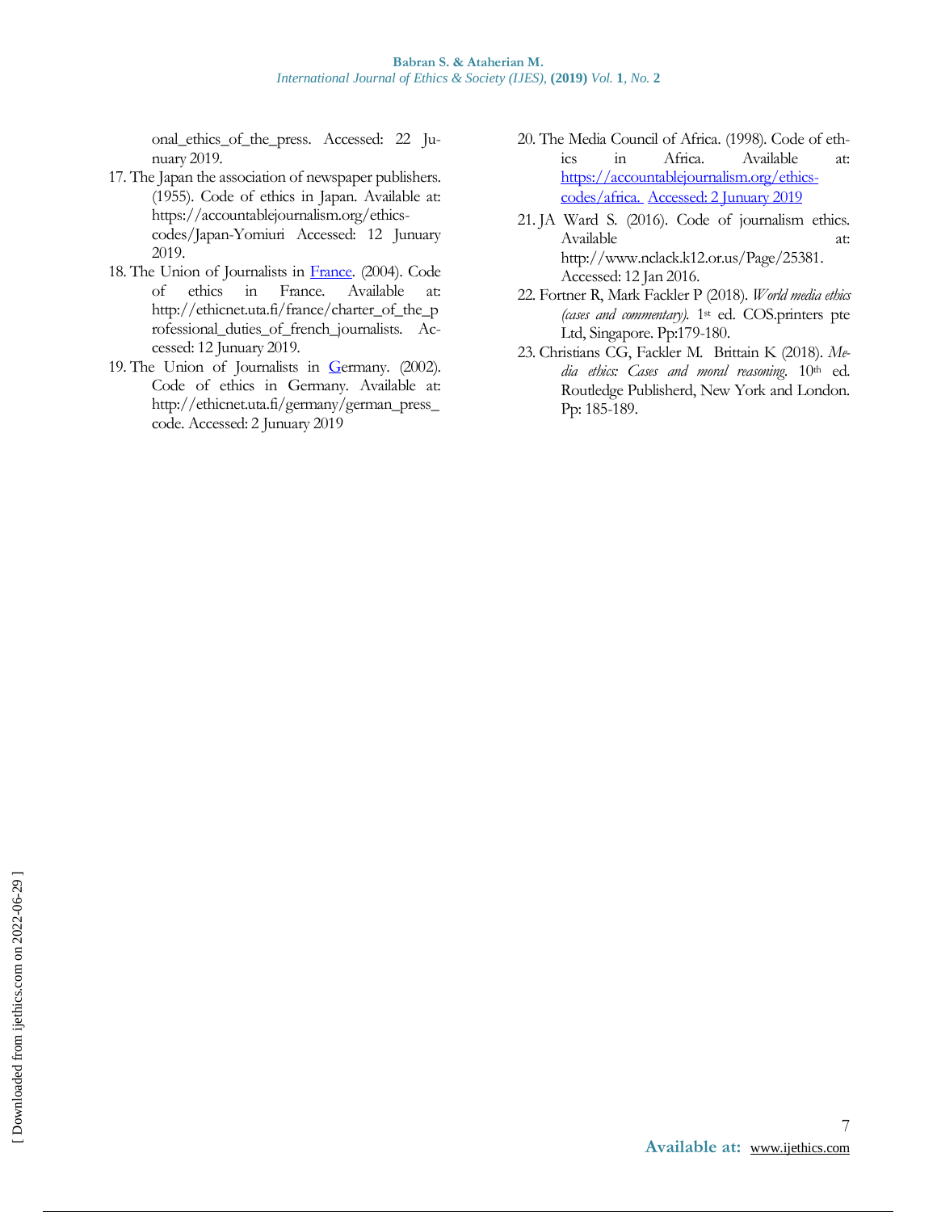onal_ethics_of_the_press. Accessed: 22 Junuary 2019.

17. The Japan the association of newspaper publishers. (1955). Code of ethics in Japan. Available at: https://accountablejournalism.org/ethics-codes/Japan-Yomiuri Accessed: 12 Junuary 2019.
18. The Union of Journalists in France. (2004). Code of ethics in France. Available at: http://ethicnet.uta.fi/france/charter_of_the_professional_duties_of_french_journalists. Accessed: 12 Junuary 2019.
19. The Union of Journalists in Germany. (2002). Code of ethics in Germany. Available at: http://ethicnet.uta.fi/germany/german_press_code. Accessed: 2 Junuary 2019
20. The Media Council of Africa. (1998). Code of ethics in Africa. Available at: https://accountablejournalism.org/ethics-codes/africa. Accessed: 2 Junuary 2019
21. JA Ward S. (2016). Code of journalism ethics. Available at: http://www.nclack.k12.or.us/Page/25381. Accessed: 12 Jan 2016.
22. Fortner R, Mark Fackler P (2018). *World media ethics (cases and commentary)*. 1st ed. COS.printers pte Ltd, Singapore. Pp:179-180.
23. Christians CG, Fackler M. Brittain K (2018). *Media ethics: Cases and moral reasoning*. 10th ed. Routledge Publisherd, New York and London. Pp: 185-189.